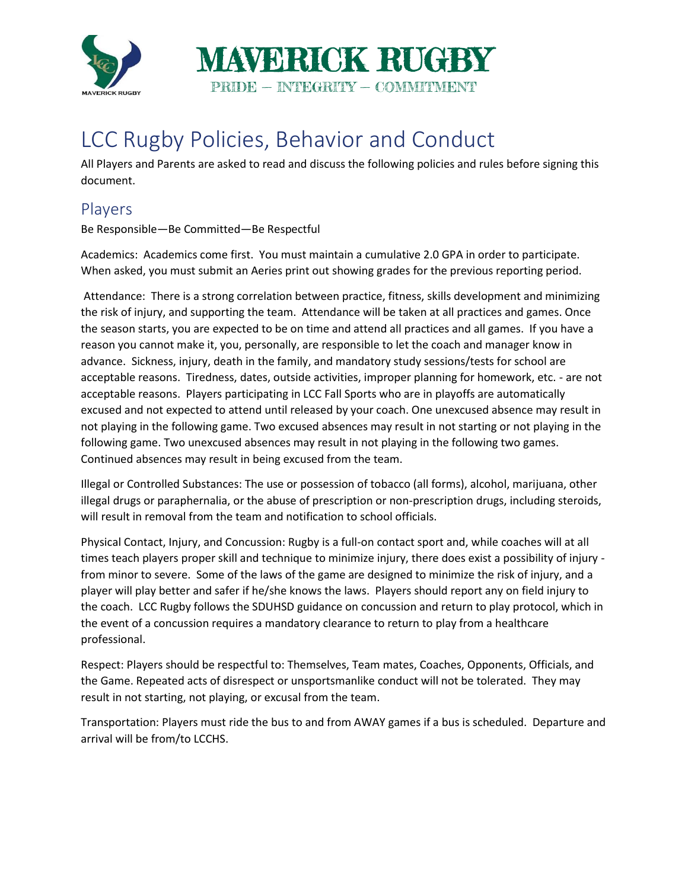# MAVERICK RUGBY

PRIDE – INTEGRITY – COMMITMENT

# LCC Rugby Policies, Behavior and Conduct

All Players and Parents are asked to read and discuss the following policies and rules before signing this document.

## Players

Be Responsible—Be Committed—Be Respectful

Academics: Academics come first. You must maintain a cumulative 2.0 GPA in order to participate. When asked, you must submit an Aeries print out showing grades for the previous reporting period.

Attendance: There is a strong correlation between practice, fitness, skills development and minimizing the risk of injury, and supporting the team. Attendance will be taken at all practices and games. Once the season starts, you are expected to be on time and attend all practices and all games. If you have a reason you cannot make it, you, personally, are responsible to let the coach and manager know in advance. Sickness, injury, death in the family, and mandatory study sessions/tests for school are acceptable reasons. Tiredness, dates, outside activities, improper planning for homework, etc. - are not acceptable reasons. Players participating in LCC Fall Sports who are in playoffs are automatically excused and not expected to attend until released by your coach. One unexcused absence may result in not playing in the following game. Two excused absences may result in not starting or not playing in the following game. Two unexcused absences may result in not playing in the following two games. Continued absences may result in being excused from the team.

Illegal or Controlled Substances: The use or possession of tobacco (all forms), alcohol, marijuana, other illegal drugs or paraphernalia, or the abuse of prescription or non-prescription drugs, including steroids, will result in removal from the team and notification to school officials.

Physical Contact, Injury, and Concussion: Rugby is a full-on contact sport and, while coaches will at all times teach players proper skill and technique to minimize injury, there does exist a possibility of injury - from minor to severe. Some of the laws of the game are designed to minimize the risk of injury, and a player will play better and safer if he/she knows the laws. Players should report any on field injury to the coach. LCC Rugby follows the SDUHSD guidance on concussion and return to play protocol, which in the event of a concussion requires a mandatory clearance to return to play from a healthcare professional.

Respect: Players should be respectful to: Themselves, Team mates, Coaches, Opponents, Officials, and the Game. Repeated acts of disrespect or unsportsmanlike conduct will not be tolerated. They may result in not starting, not playing, or excusal from the team.

Transportation: Players must ride the bus to and from AWAY games if a bus is scheduled. Departure and arrival will be from/to LCCHS.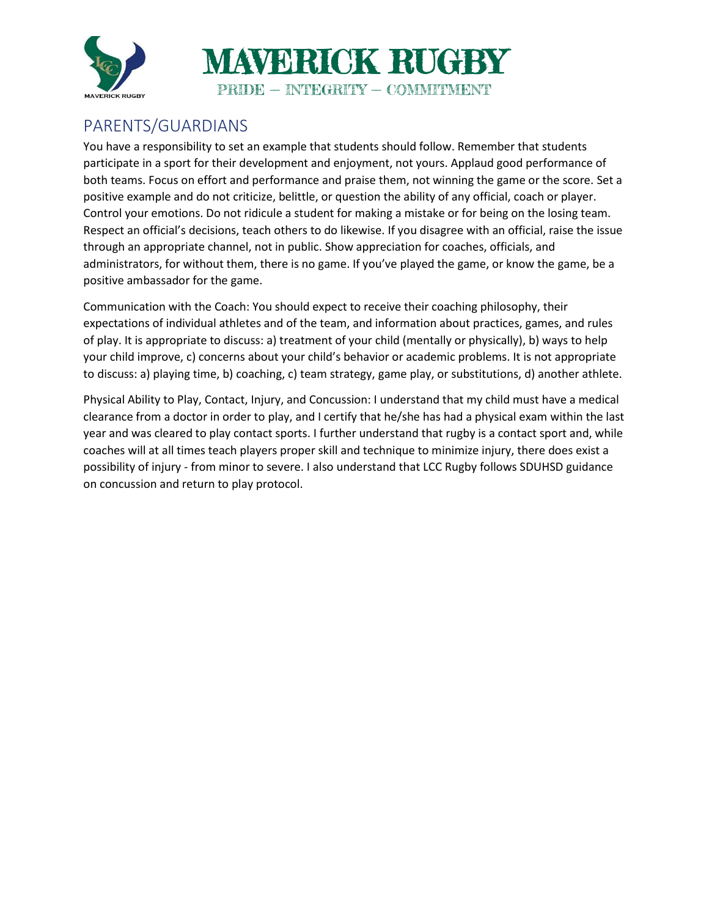# MAVERICK RUGBY

PRIDE – INTEGRITY – COMMITMENT

## PARENTS/GUARDIANS

You have a responsibility to set an example that students should follow. Remember that students participate in a sport for their development and enjoyment, not yours. Applaud good performance of both teams. Focus on effort and performance and praise them, not winning the game or the score. Set a positive example and do not criticize, belittle, or question the ability of any official, coach or player. Control your emotions. Do not ridicule a student for making a mistake or for being on the losing team. Respect an official's decisions, teach others to do likewise. If you disagree with an official, raise the issue through an appropriate channel, not in public. Show appreciation for coaches, officials, and administrators, for without them, there is no game. If you've played the game, or know the game, be a positive ambassador for the game.

Communication with the Coach: You should expect to receive their coaching philosophy, their expectations of individual athletes and of the team, and information about practices, games, and rules of play. It is appropriate to discuss: a) treatment of your child (mentally or physically), b) ways to help your child improve, c) concerns about your child's behavior or academic problems. It is not appropriate to discuss: a) playing time, b) coaching, c) team strategy, game play, or substitutions, d) another athlete.

Physical Ability to Play, Contact, Injury, and Concussion: I understand that my child must have a medical clearance from a doctor in order to play, and I certify that he/she has had a physical exam within the last year and was cleared to play contact sports. I further understand that rugby is a contact sport and, while coaches will at all times teach players proper skill and technique to minimize injury, there does exist a possibility of injury - from minor to severe. I also understand that LCC Rugby follows SDUHSD guidance on concussion and return to play protocol.